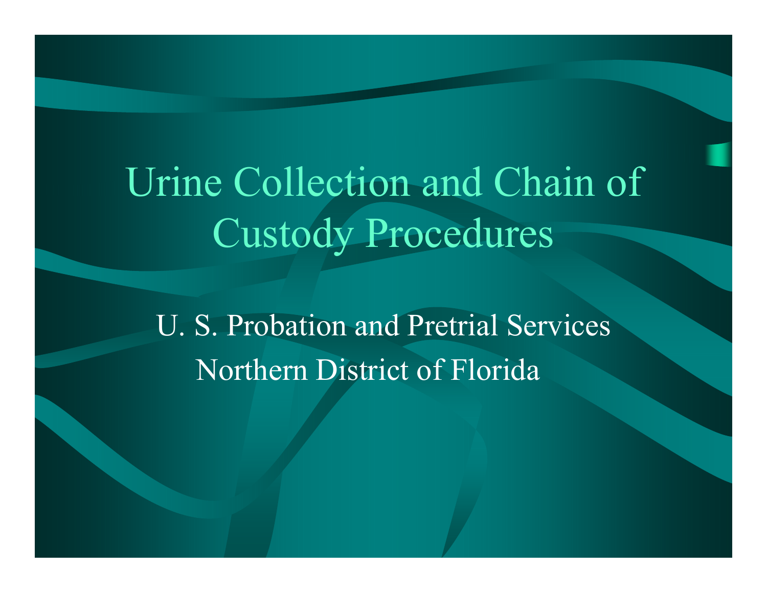# Urine Collection and Chain of Custody Procedures

U. S. Probation and Pretrial Services

Northern District of Florida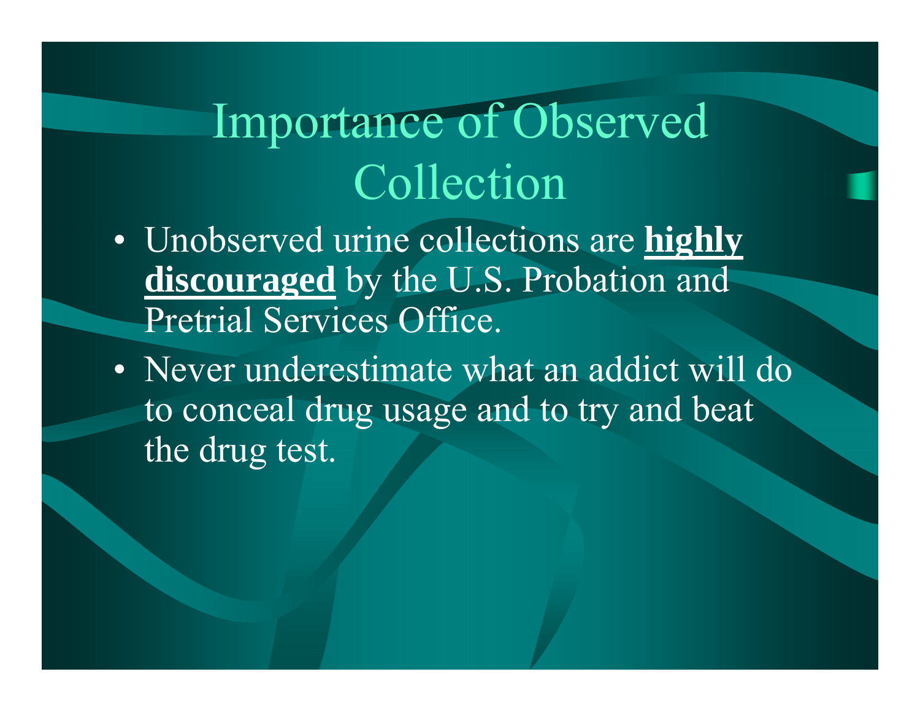# Importance of Observed Collection

- Unobserved urine collections are **highly discouraged** by the U.S. Probation and Pretrial Services Office.
- Never underestimate what an addict will do to conceal drug usage and to try and beat the drug test.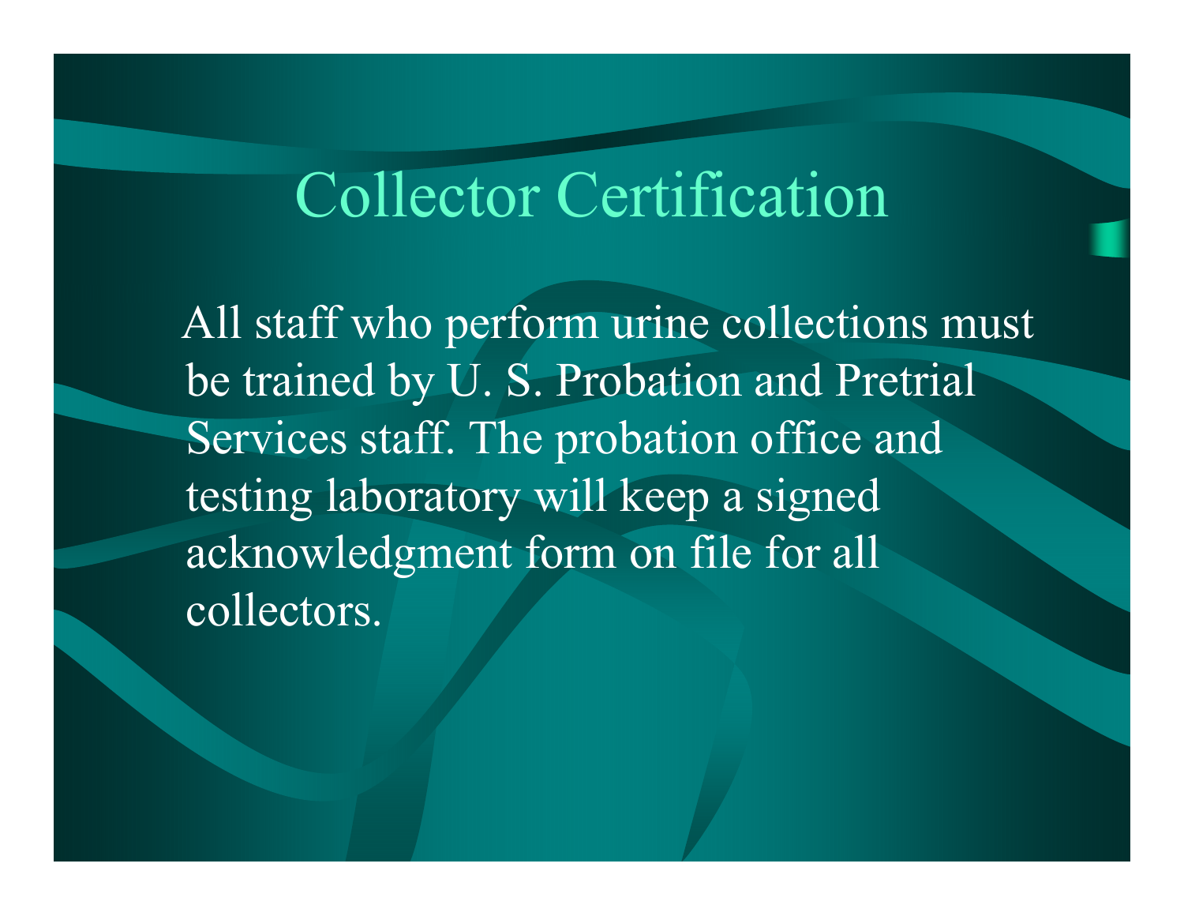# Collector Certification

All staff who perform urine collections must be trained by U. S. Probation and Pretrial Services staff. The probation office and testing laboratory will keep a signed acknowledgment form on file for all collectors.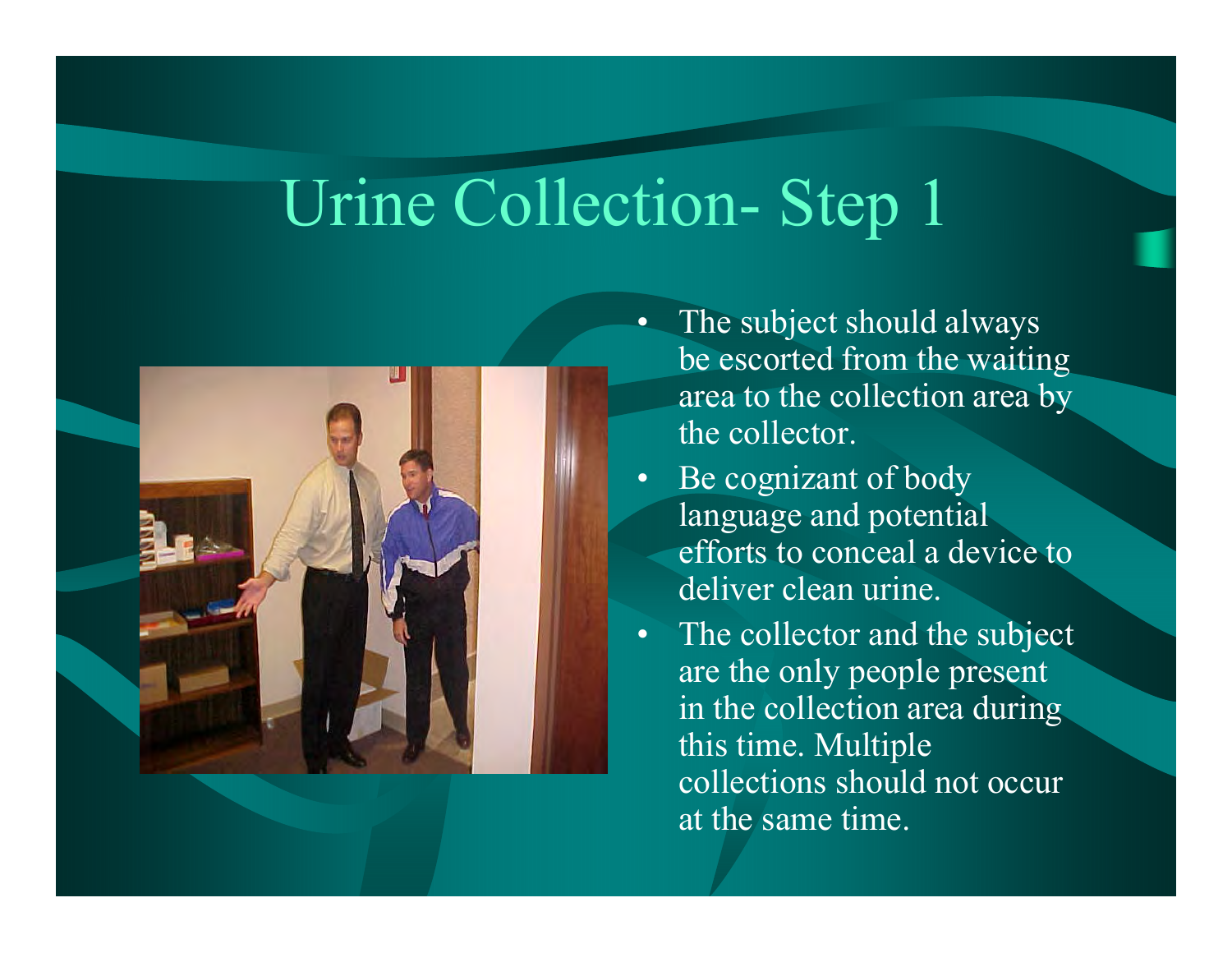# Urine Collection- Step 1

- The subject should always be escorted from the waiting area to the collection area by the collector.
- Be cognizant of body language and potential efforts to conceal a device to deliver clean urine.
- The collector and the subject are the only people present in the collection area during this time. Multiple collections should not occur at the same time.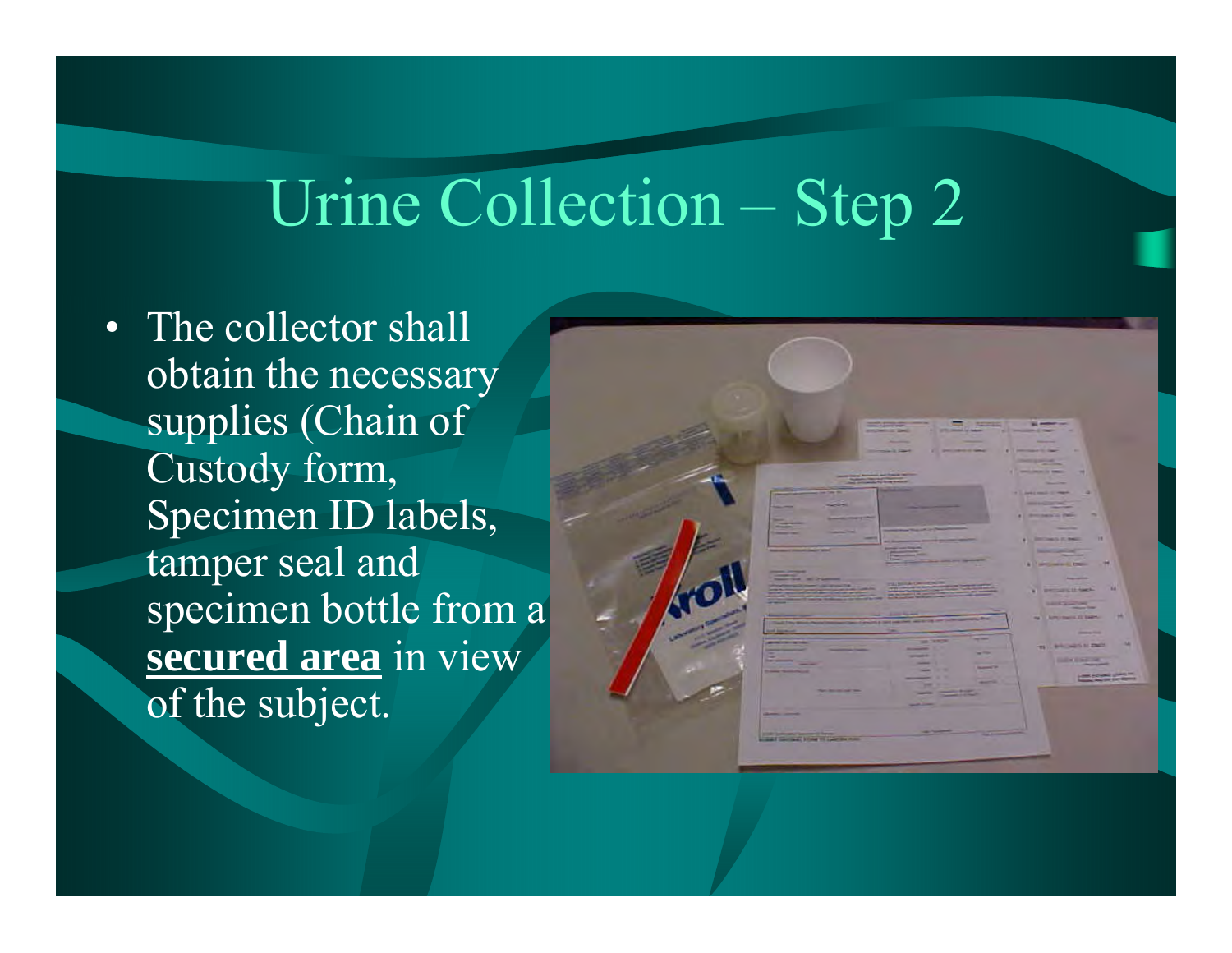# Urine Collection – Step 2

- The collector shall obtain the necessary supplies (Chain of Custody form, Specimen ID labels, tamper seal and specimen bottle from a **secured area** in view of the subject.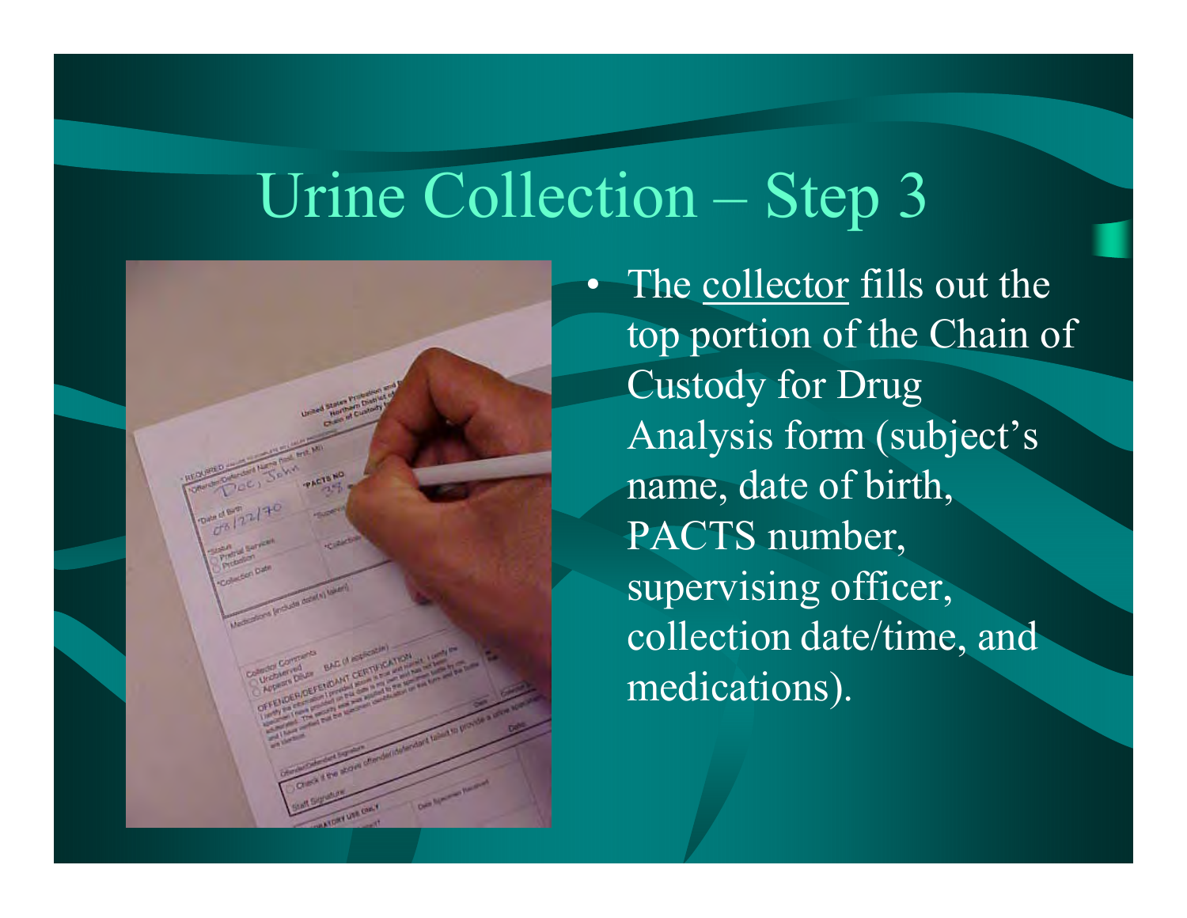# Urine Collection – Step 3

- The collector fills out the top portion of the Chain of Custody for Drug Analysis form (subject's name, date of birth, PACTS number, supervising officer, collection date/time, and medications).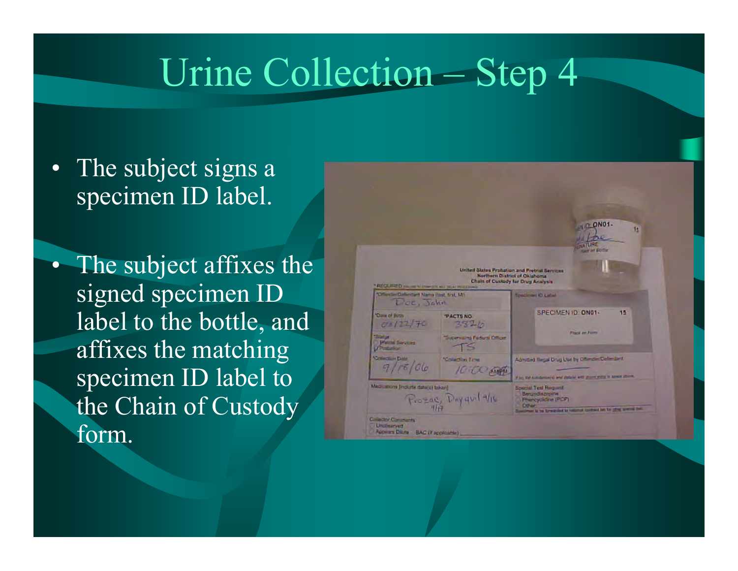# Urine Collection – Step 4

- The subject signs a specimen ID label.
- The subject affixes the signed specimen ID label to the bottle, and affixes the matching specimen ID label to the Chain of Custody form.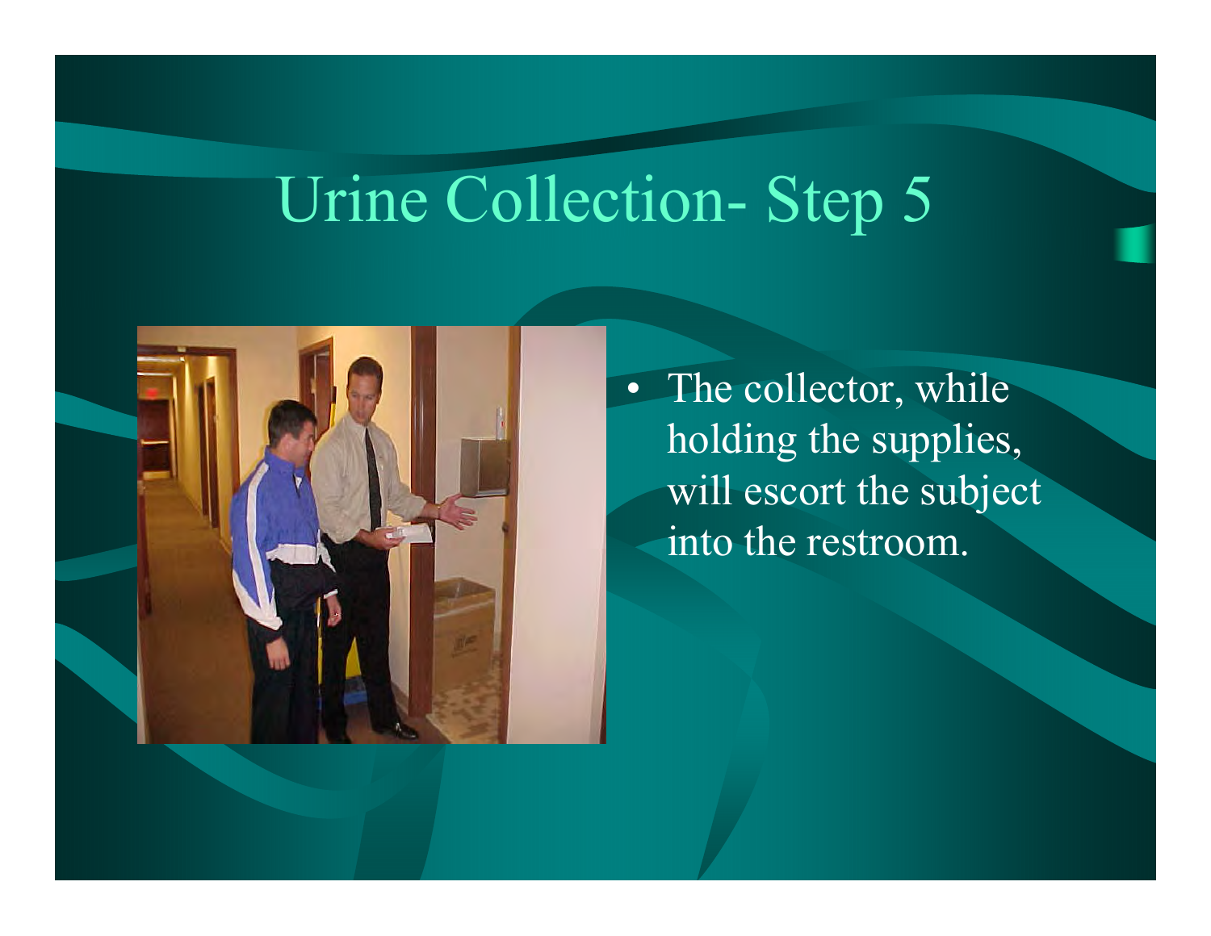# Urine Collection- Step 5

- The collector, while holding the supplies, will escort the subject into the restroom.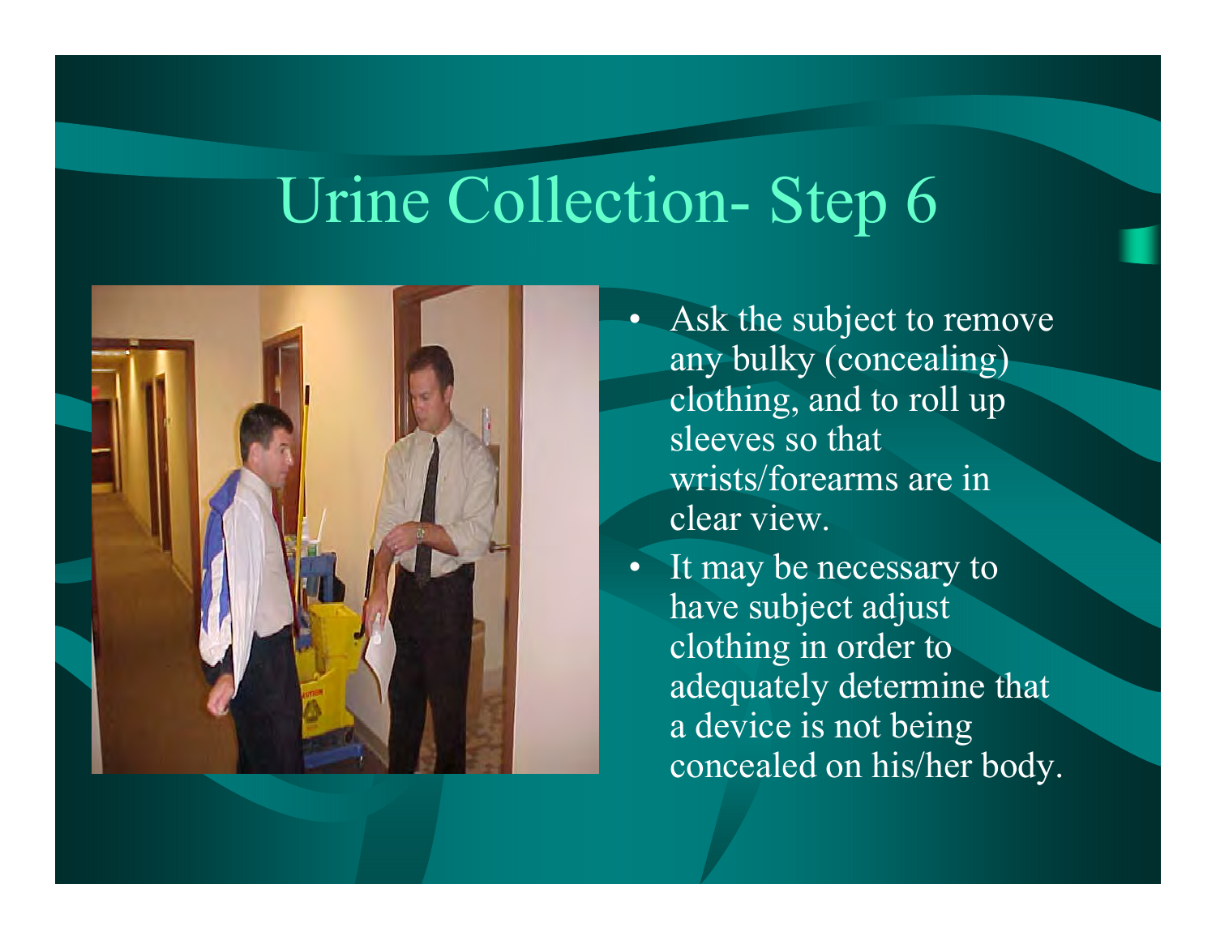# Urine Collection- Step 6

- Ask the subject to remove any bulky (concealing) clothing, and to roll up sleeves so that wrists/forearms are in clear view.
- It may be necessary to have subject adjust clothing in order to adequately determine that a device is not being concealed on his/her body.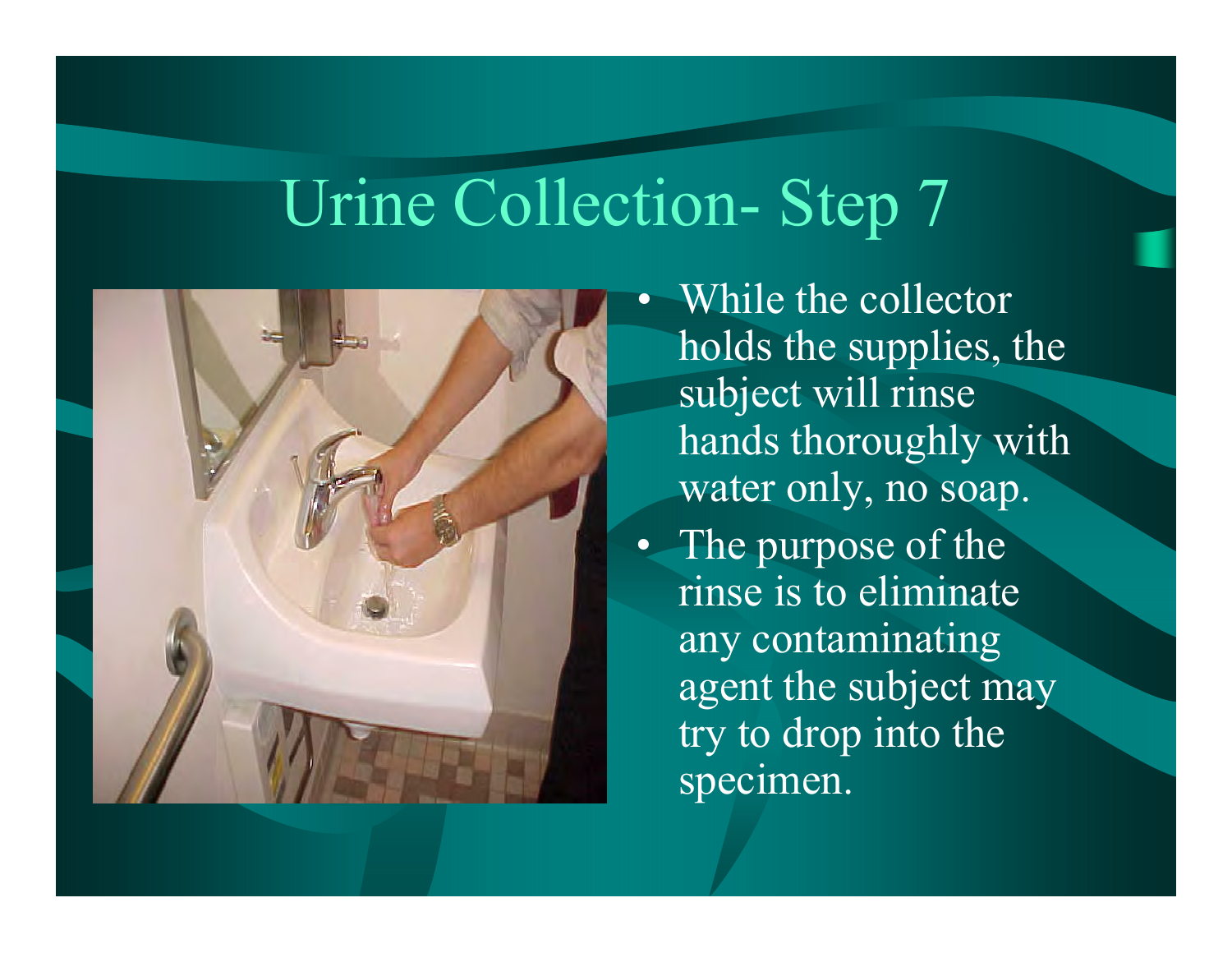# Urine Collection- Step 7

- While the collector holds the supplies, the subject will rinse hands thoroughly with water only, no soap.
- The purpose of the rinse is to eliminate any contaminating agent the subject may try to drop into the specimen.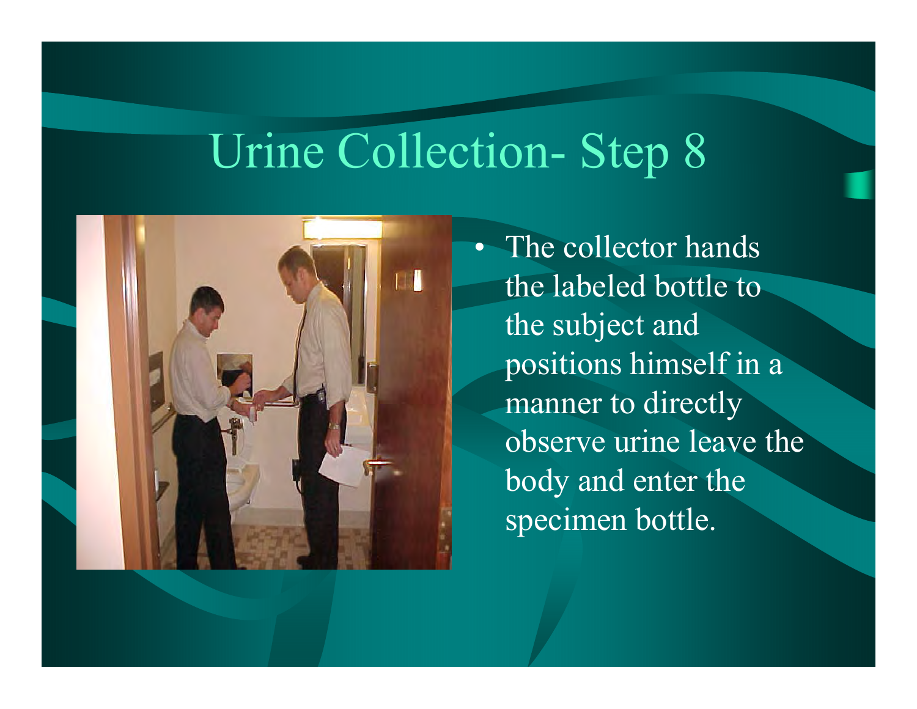# Urine Collection- Step 8

- The collector hands the labeled bottle to the subject and positions himself in a manner to directly observe urine leave the body and enter the specimen bottle.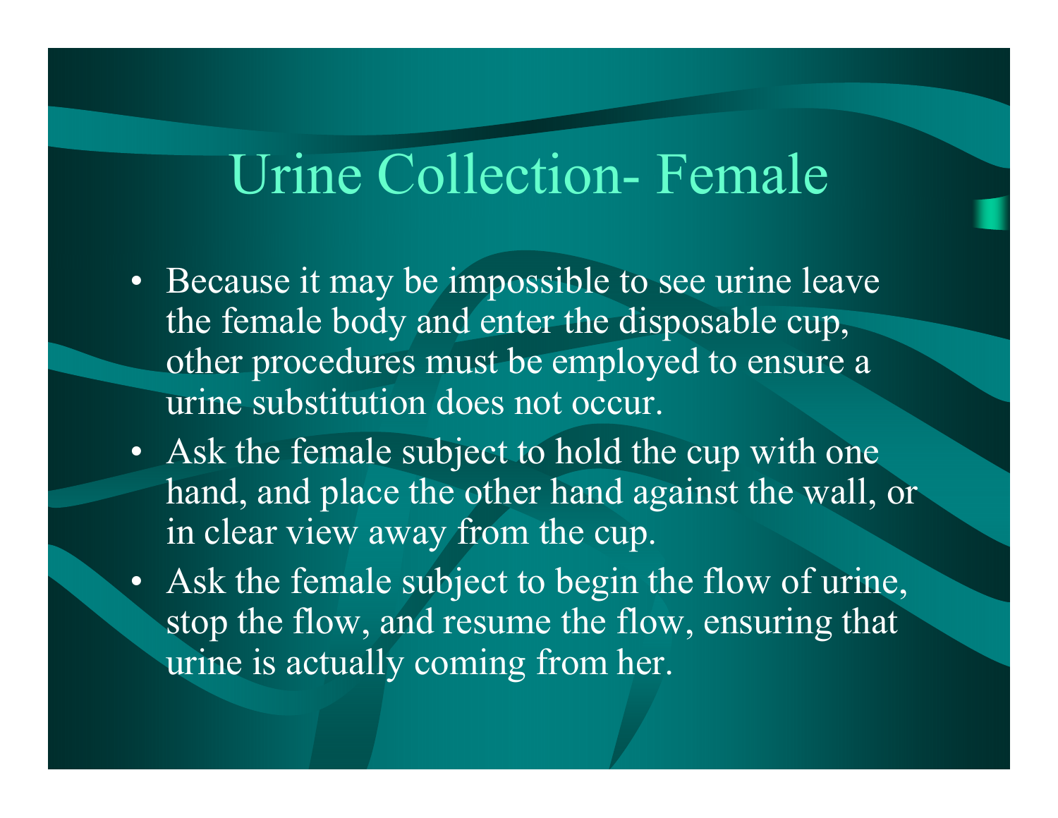# Urine Collection- Female

- Because it may be impossible to see urine leave the female body and enter the disposable cup, other procedures must be employed to ensure a urine substitution does not occur.
- Ask the female subject to hold the cup with one hand, and place the other hand against the wall, or in clear view away from the cup.
- Ask the female subject to begin the flow of urine, stop the flow, and resume the flow, ensuring that urine is actually coming from her.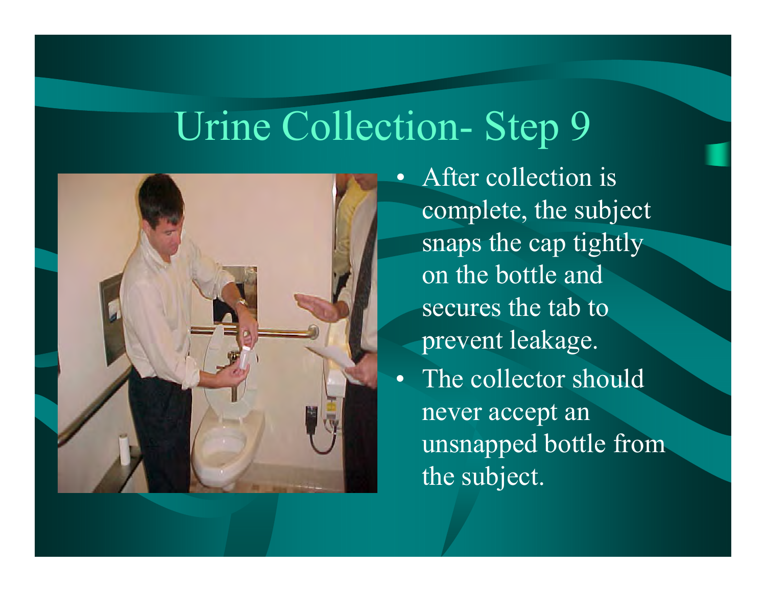# Urine Collection- Step 9

- After collection is complete, the subject snaps the cap tightly on the bottle and secures the tab to prevent leakage.
- The collector should never accept an unsnapped bottle from the subject.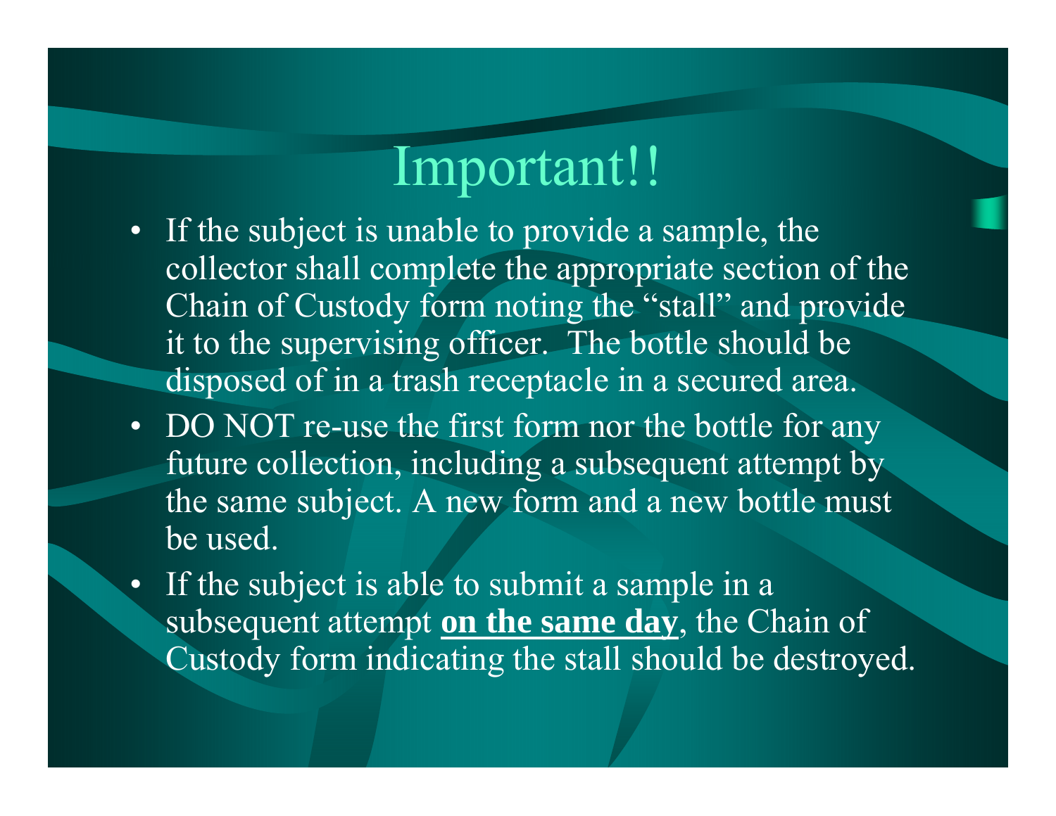# Important!!

- If the subject is unable to provide a sample, the collector shall complete the appropriate section of the Chain of Custody form noting the "stall" and provide it to the supervising officer. The bottle should be disposed of in a trash receptacle in a secured area.
- DO NOT re-use the first form nor the bottle for any future collection, including a subsequent attempt by the same subject. A new form and a new bottle must be used.
- If the subject is able to submit a sample in a subsequent attempt **on the same day**, the Chain of Custody form indicating the stall should be destroyed.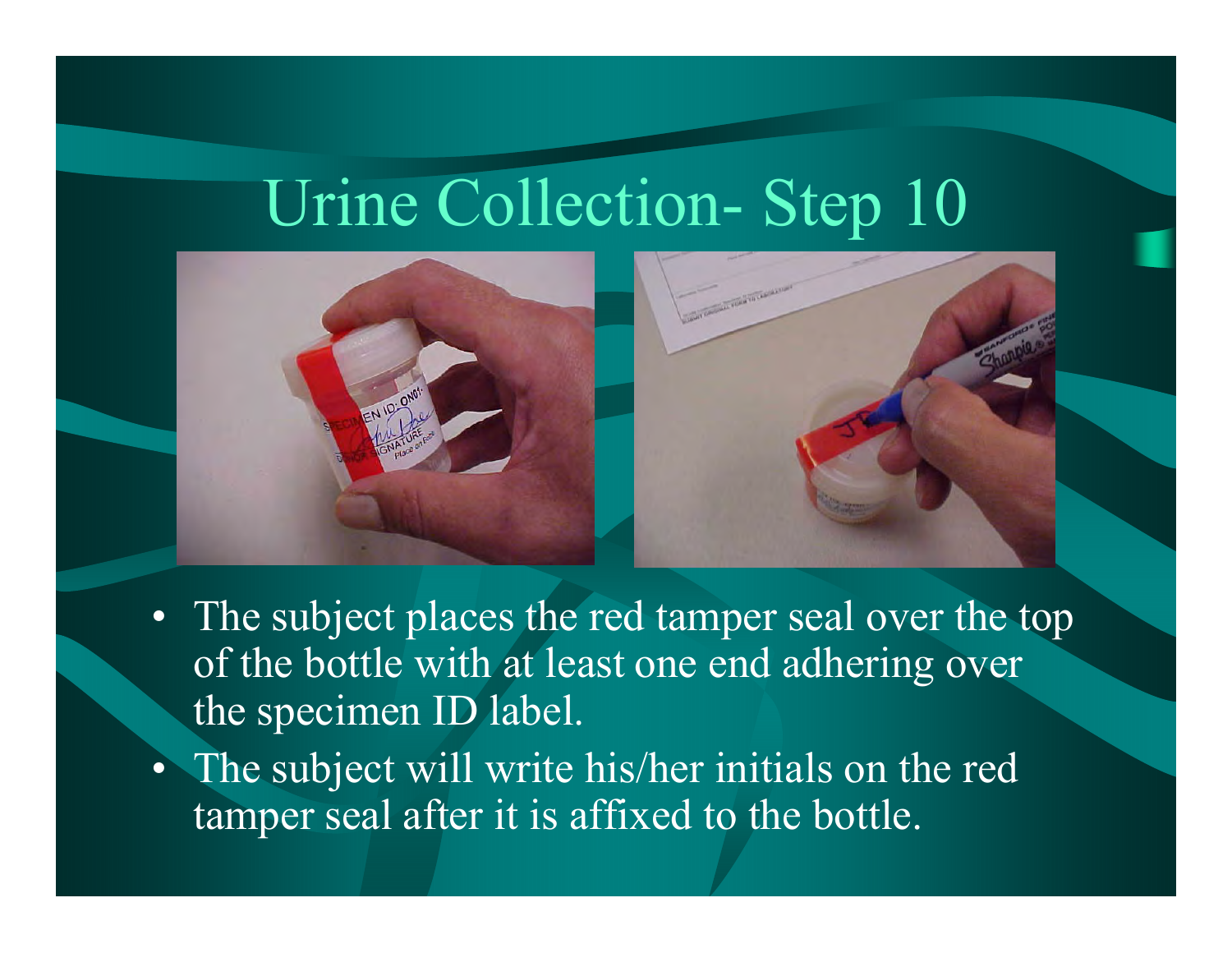# Urine Collection- Step 10

- The subject places the red tamper seal over the top of the bottle with at least one end adhering over the specimen ID label.
- The subject will write his/her initials on the red tamper seal after it is affixed to the bottle.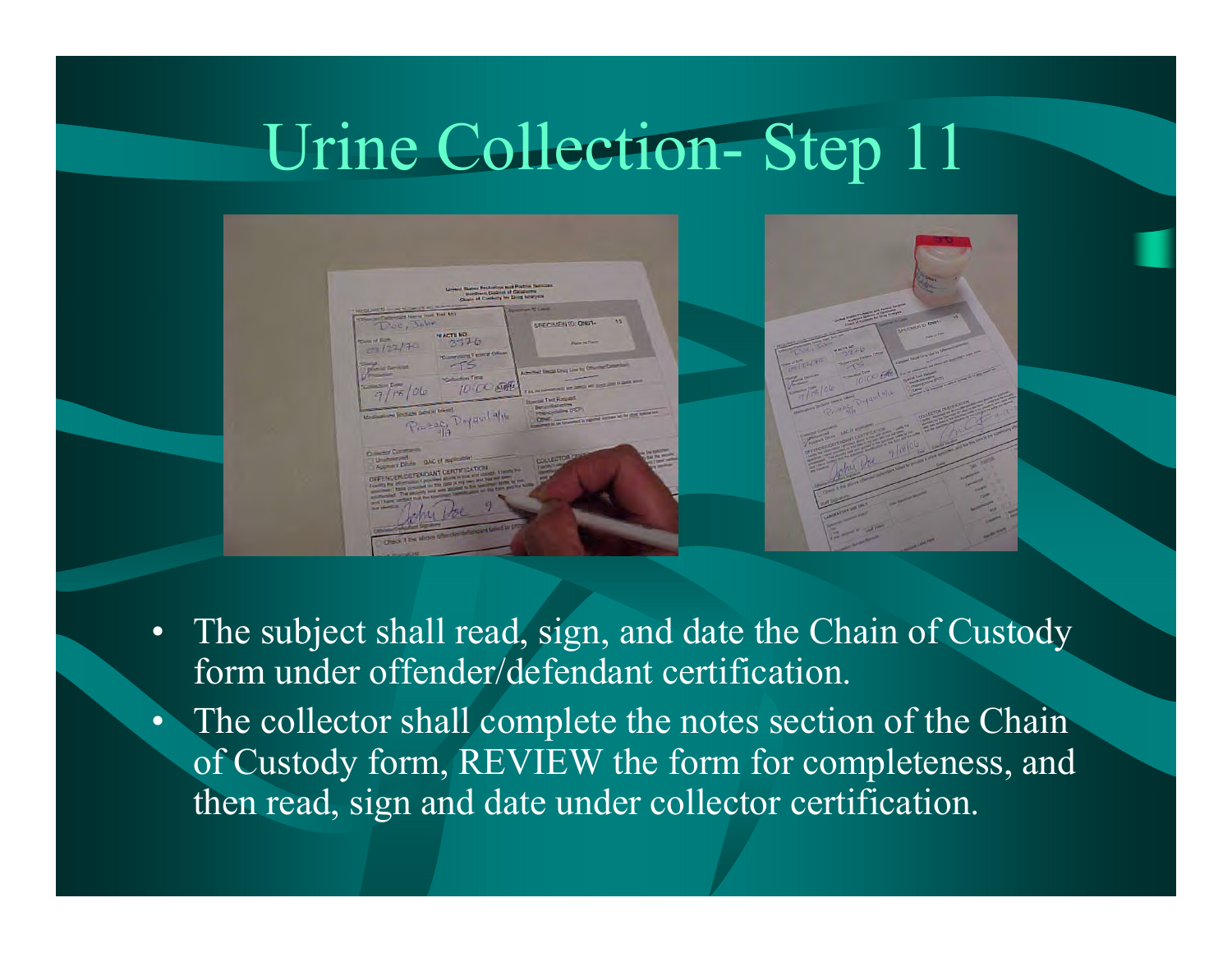# Urine Collection- Step 11

- The subject shall read, sign, and date the Chain of Custody form under offender/defendant certification.
- The collector shall complete the notes section of the Chain of Custody form, REVIEW the form for completeness, and then read, sign and date under collector certification.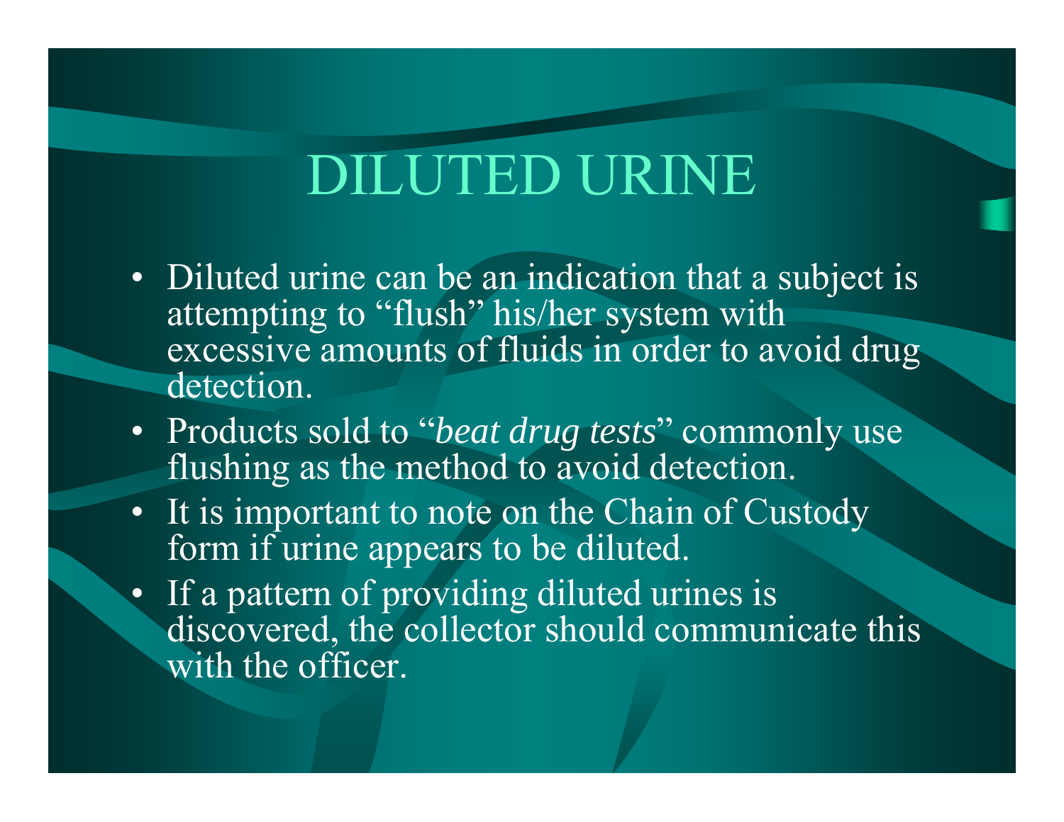# DILUTED URINE

- Diluted urine can be an indication that a subject is attempting to "flush" his/her system with excessive amounts of fluids in order to avoid drug detection.
- Products sold to "*beat drug tests*" commonly use flushing as the method to avoid detection.
- It is important to note on the Chain of Custody form if urine appears to be diluted.
- If a pattern of providing diluted urines is discovered, the collector should communicate this with the officer.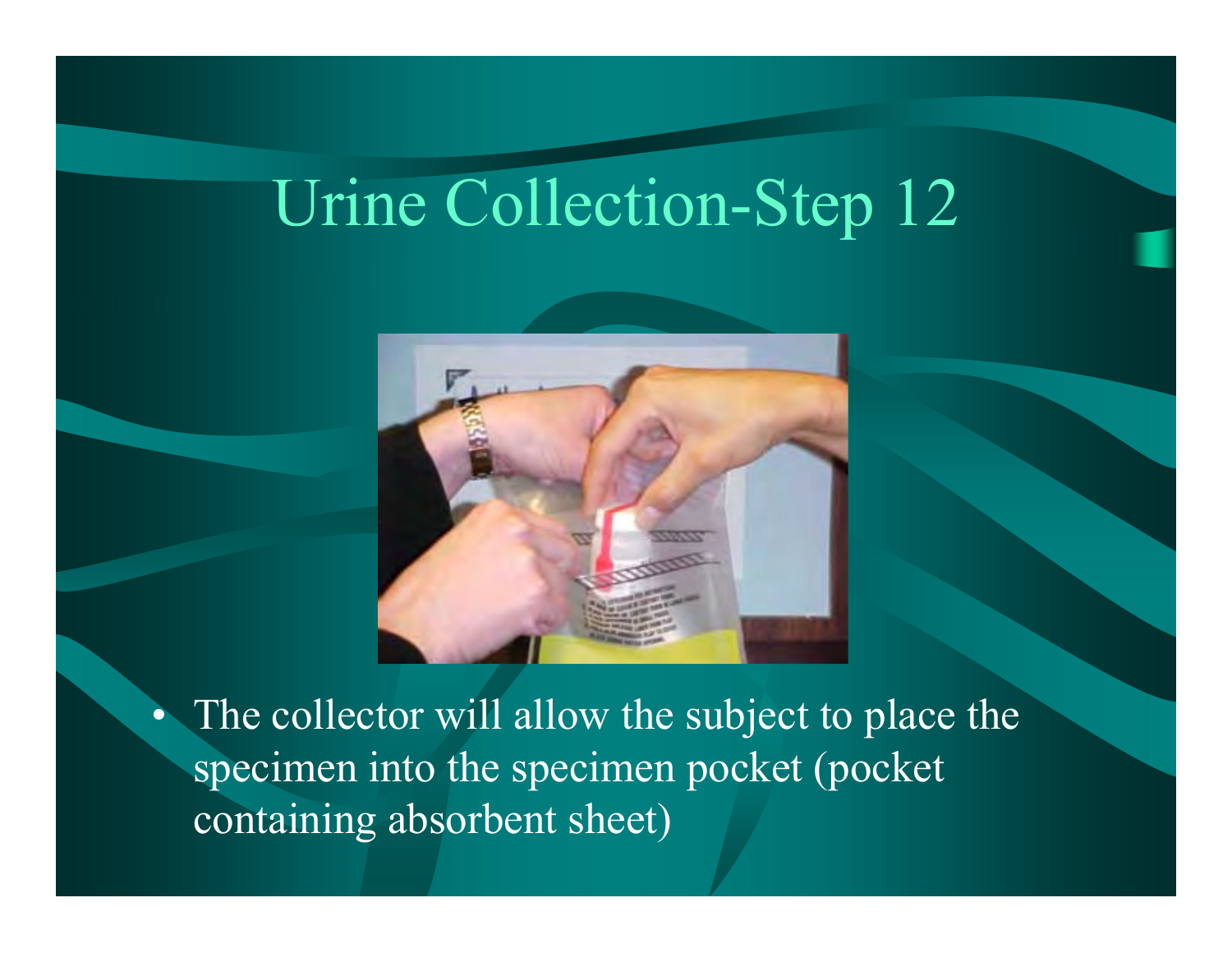# Urine Collection-Step 12

- The collector will allow the subject to place the specimen into the specimen pocket (pocket containing absorbent sheet)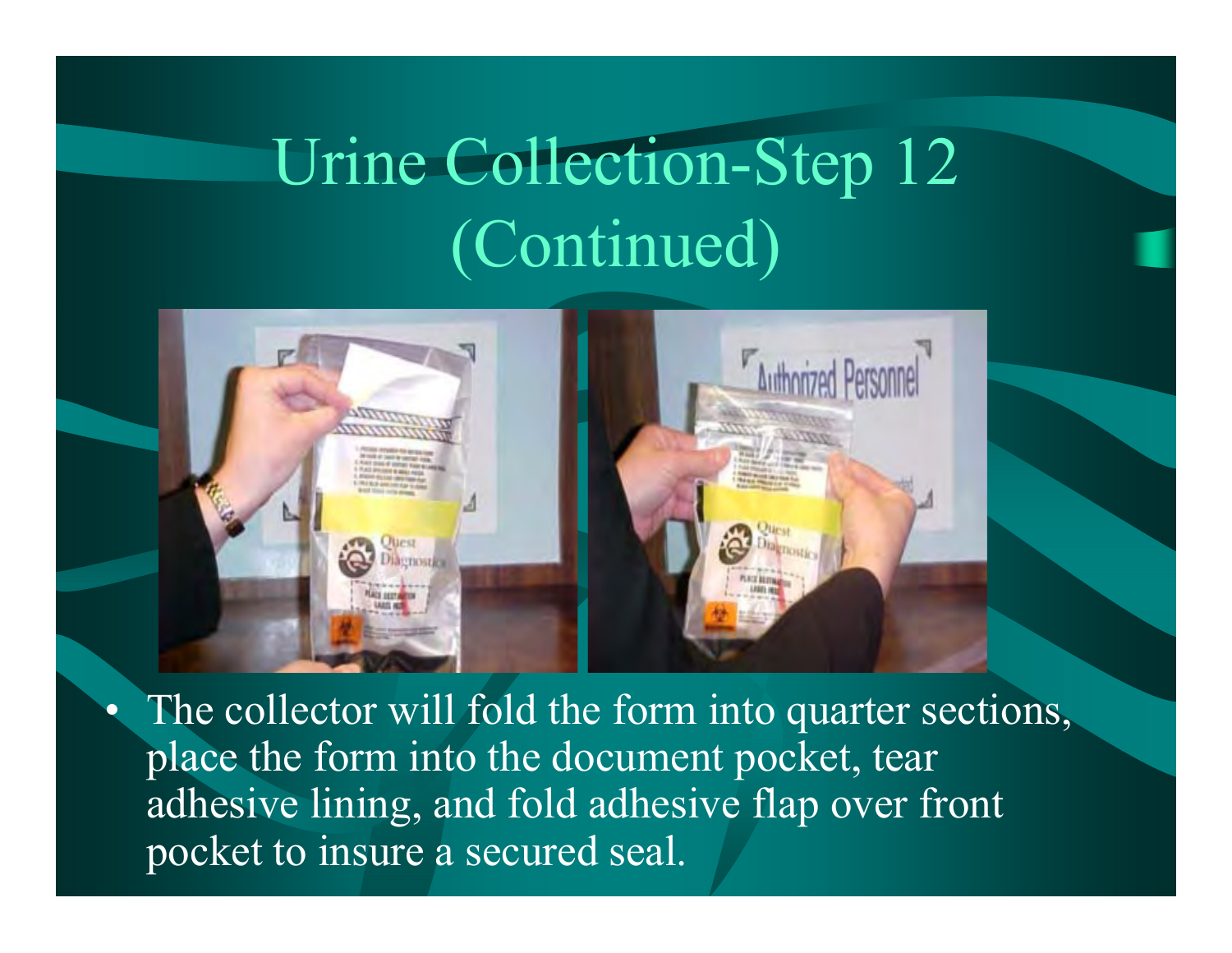# Urine Collection-Step 12 (Continued)

- The collector will fold the form into quarter sections, place the form into the document pocket, tear adhesive lining, and fold adhesive flap over front pocket to insure a secured seal.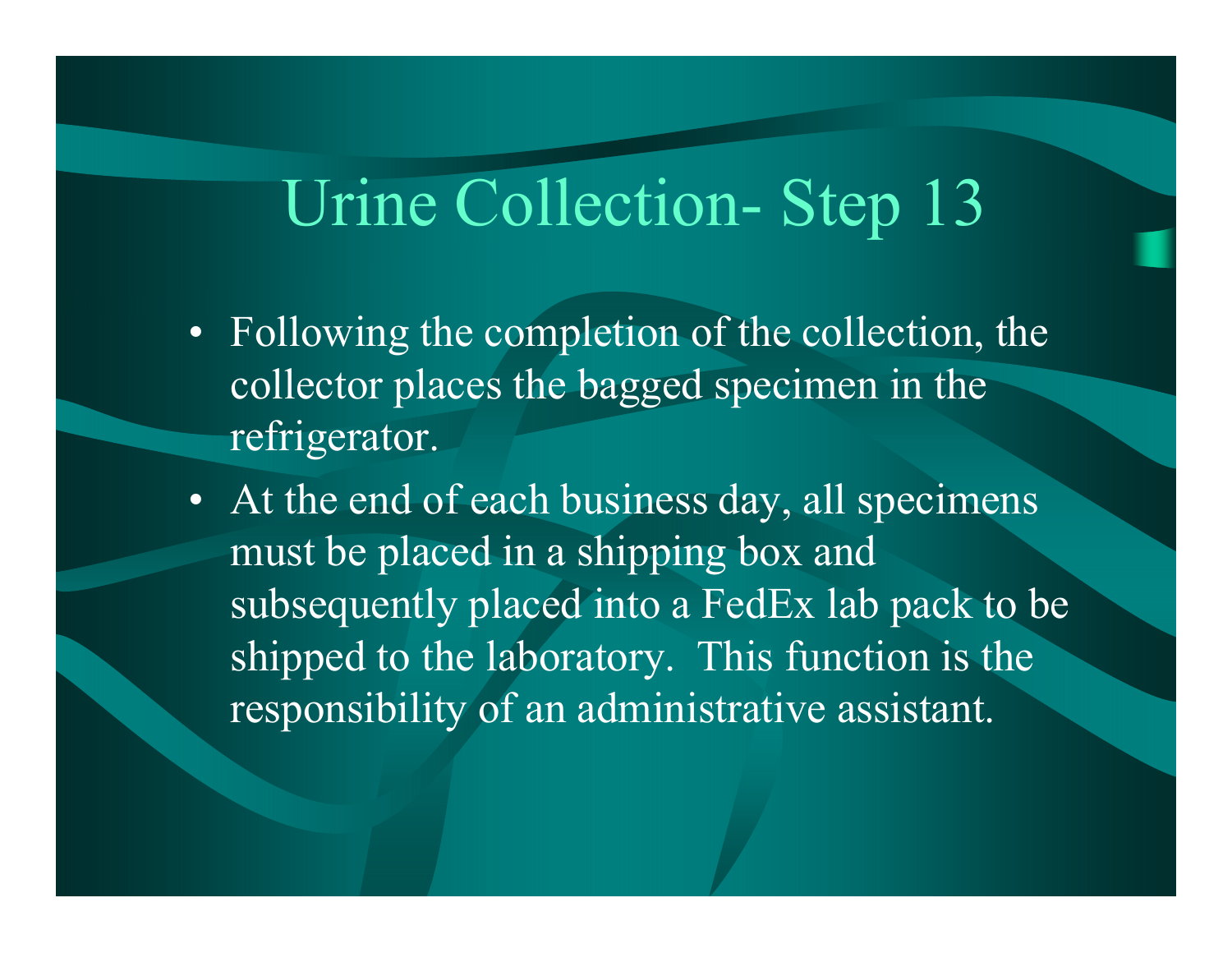# Urine Collection- Step 13

- Following the completion of the collection, the collector places the bagged specimen in the refrigerator.
- At the end of each business day, all specimens must be placed in a shipping box and subsequently placed into a FedEx lab pack to be shipped to the laboratory. This function is the responsibility of an administrative assistant.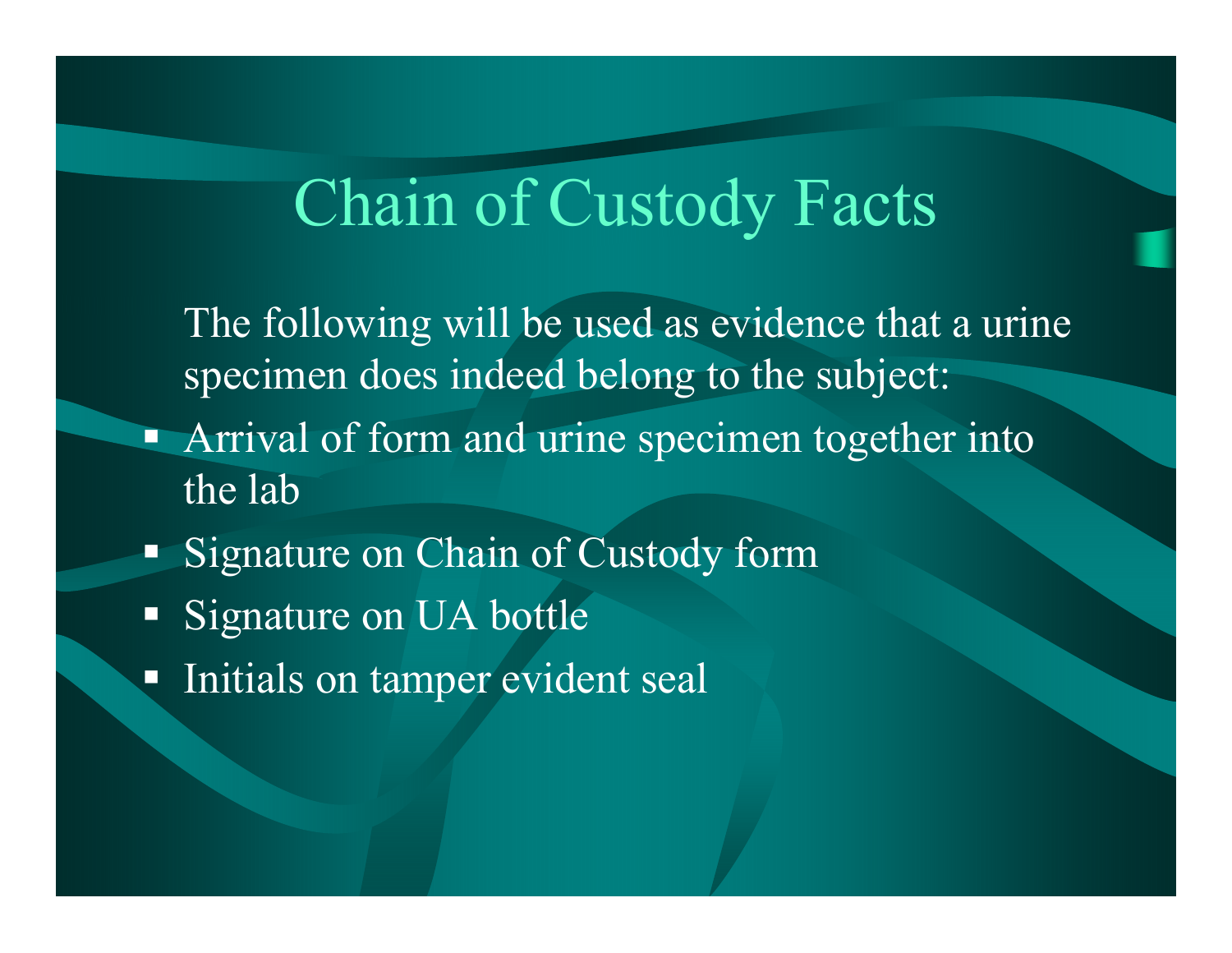# Chain of Custody Facts

The following will be used as evidence that a urine specimen does indeed belong to the subject:

- Arrival of form and urine specimen together into the lab
- Signature on Chain of Custody form
- Signature on UA bottle
- Initials on tamper evident seal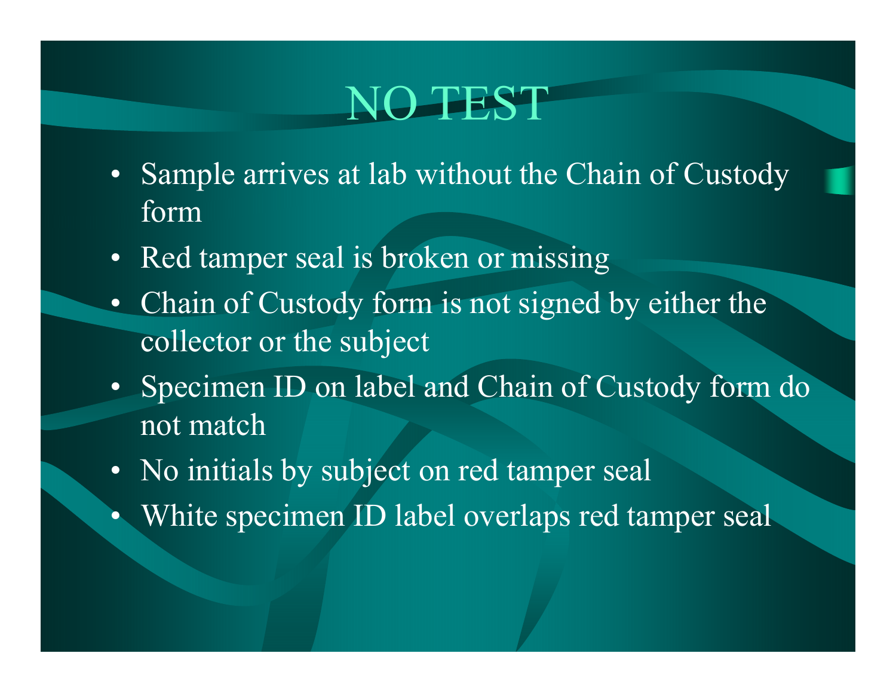# NO TEST

- Sample arrives at lab without the Chain of Custody form
- Red tamper seal is broken or missing
- Chain of Custody form is not signed by either the collector or the subject
- Specimen ID on label and Chain of Custody form do not match
- No initials by subject on red tamper seal
- White specimen ID label overlaps red tamper seal